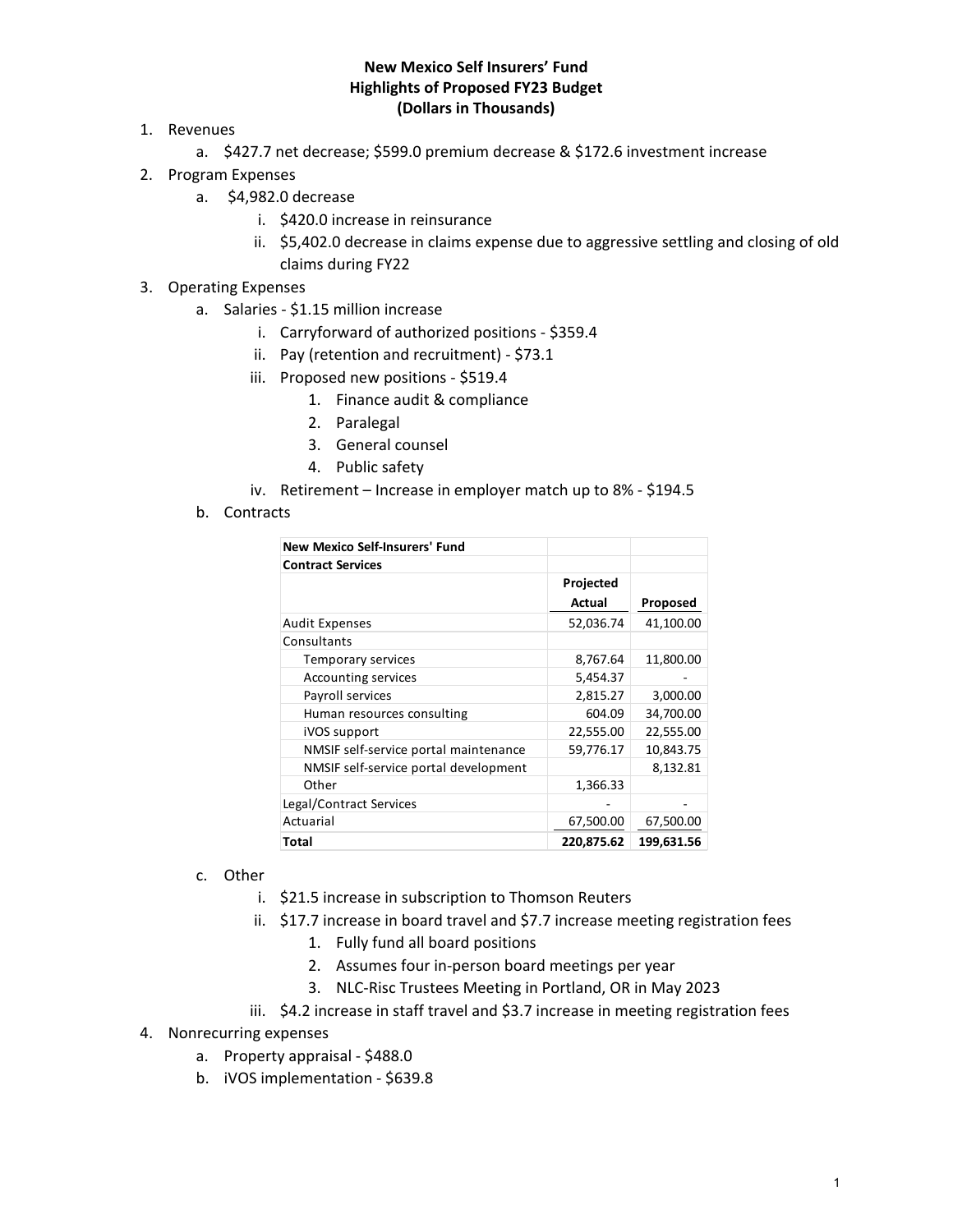# New Mexico Self Insurers' Fund
## Highlights of Proposed FY23 Budget
### (Dollars in Thousands)

1. Revenues
   a. $427.7 net decrease; $599.0 premium decrease & $172.6 investment increase
2. Program Expenses
   a. $4,982.0 decrease
      i. $420.0 increase in reinsurance
      ii. $5,402.0 decrease in claims expense due to aggressive settling and closing of old claims during FY22
3. Operating Expenses
   a. Salaries - $1.15 million increase
      i. Carryforward of authorized positions - $359.4
      ii. Pay (retention and recruitment) - $73.1
      iii. Proposed new positions - $519.4
         1. Finance audit & compliance
         2. Paralegal
         3. General counsel
         4. Public safety
      iv. Retirement – Increase in employer match up to 8% - $194.5
   b. Contracts

| New Mexico Self-Insurers' Fund | | |
|---|---|---|
| **Contract Services** | | |
| | **Projected Actual** | **Proposed** |
| Audit Expenses | 52,036.74 | 41,100.00 |
| Consultants | | |
| Temporary services | 8,767.64 | 11,800.00 |
| Accounting services | 5,454.37 | - |
| Payroll services | 2,815.27 | 3,000.00 |
| Human resources consulting | 604.09 | 34,700.00 |
| iVOS support | 22,555.00 | 22,555.00 |
| NMSIF self-service portal maintenance | 59,776.17 | 10,843.75 |
| NMSIF self-service portal development | | 8,132.81 |
| Other | 1,366.33 | |
| Legal/Contract Services | - | - |
| Actuarial | 67,500.00 | 67,500.00 |
| **Total** | **220,875.62** | **199,631.56** |

   c. Other
      i. $21.5 increase in subscription to Thomson Reuters
      ii. $17.7 increase in board travel and $7.7 increase meeting registration fees
         1. Fully fund all board positions
         2. Assumes four in-person board meetings per year
         3. NLC-Risc Trustees Meeting in Portland, OR in May 2023
      iii. $4.2 increase in staff travel and $3.7 increase in meeting registration fees
4. Nonrecurring expenses
   a. Property appraisal - $488.0
   b. iVOS implementation - $639.8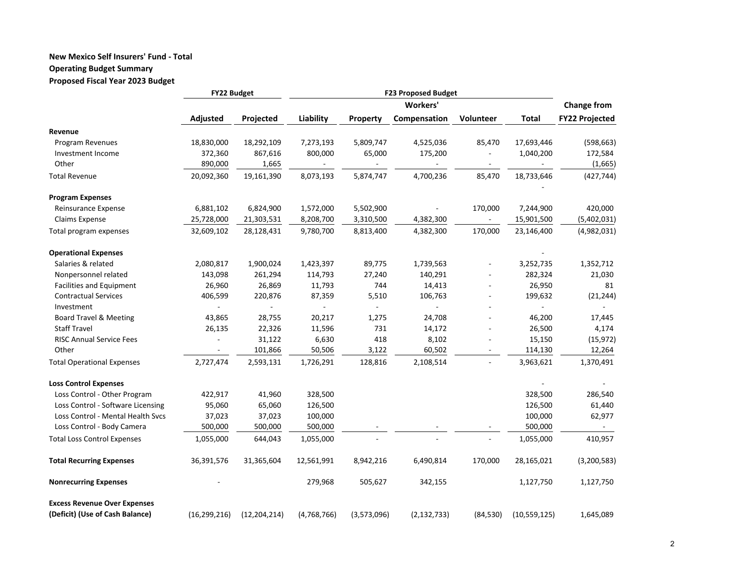**New Mexico Self Insurers' Fund - Total**

**Operating Budget Summary**

**Proposed Fiscal Year 2023 Budget**

| | FY22 Budget | | F23 Proposed Budget | | | | | |
|---|---|---|---|---|---|---|---|---|
| | Adjusted | Projected | Liability | Property | Workers' Compensation | Volunteer | Total | Change from FY22 Projected |
| **Revenue** | | | | | | | | |
| Program Revenues | 18,830,000 | 18,292,109 | 7,273,193 | 5,809,747 | 4,525,036 | 85,470 | 17,693,446 | (598,663) |
| Investment Income | 372,360 | 867,616 | 800,000 | 65,000 | 175,200 | - | 1,040,200 | 172,584 |
| Other | 890,000 | 1,665 | - | - | - | - | - | (1,665) |
| Total Revenue | 20,092,360 | 19,161,390 | 8,073,193 | 5,874,747 | 4,700,236 | 85,470 | 18,733,646 | (427,744) |
| | | | | | | | - | |
| **Program Expenses** | | | | | | | | |
| Reinsurance Expense | 6,881,102 | 6,824,900 | 1,572,000 | 5,502,900 | - | 170,000 | 7,244,900 | 420,000 |
| Claims Expense | 25,728,000 | 21,303,531 | 8,208,700 | 3,310,500 | 4,382,300 | - | 15,901,500 | (5,402,031) |
| Total program expenses | 32,609,102 | 28,128,431 | 9,780,700 | 8,813,400 | 4,382,300 | 170,000 | 23,146,400 | (4,982,031) |
| | | | | | | | | |
| **Operational Expenses** | | | | | | | - | |
| Salaries & related | 2,080,817 | 1,900,024 | 1,423,397 | 89,775 | 1,739,563 | - | 3,252,735 | 1,352,712 |
| Nonpersonnel related | 143,098 | 261,294 | 114,793 | 27,240 | 140,291 | - | 282,324 | 21,030 |
| Facilities and Equipment | 26,960 | 26,869 | 11,793 | 744 | 14,413 | - | 26,950 | 81 |
| Contractual Services | 406,599 | 220,876 | 87,359 | 5,510 | 106,763 | - | 199,632 | (21,244) |
| Investment | - | - | - | - | - | - | - | - |
| Board Travel & Meeting | 43,865 | 28,755 | 20,217 | 1,275 | 24,708 | - | 46,200 | 17,445 |
| Staff Travel | 26,135 | 22,326 | 11,596 | 731 | 14,172 | - | 26,500 | 4,174 |
| RISC Annual Service Fees | - | 31,122 | 6,630 | 418 | 8,102 | - | 15,150 | (15,972) |
| Other | - | 101,866 | 50,506 | 3,122 | 60,502 | - | 114,130 | 12,264 |
| Total Operational Expenses | 2,727,474 | 2,593,131 | 1,726,291 | 128,816 | 2,108,514 | - | 3,963,621 | 1,370,491 |
| | | | | | | | | |
| **Loss Control Expenses** | | | | | | | - | - |
| Loss Control - Other Program | 422,917 | 41,960 | 328,500 | | | | 328,500 | 286,540 |
| Loss Control - Software Licensing | 95,060 | 65,060 | 126,500 | | | | 126,500 | 61,440 |
| Loss Control - Mental Health Svcs | 37,023 | 37,023 | 100,000 | | | | 100,000 | 62,977 |
| Loss Control - Body Camera | 500,000 | 500,000 | 500,000 | - | - | - | 500,000 | - |
| Total Loss Control Expenses | 1,055,000 | 644,043 | 1,055,000 | - | - | - | 1,055,000 | 410,957 |
| | | | | | | | | |
| **Total Recurring Expenses** | 36,391,576 | 31,365,604 | 12,561,991 | 8,942,216 | 6,490,814 | 170,000 | 28,165,021 | (3,200,583) |
| | | | | | | | | |
| **Nonrecurring Expenses** | - | | 279,968 | 505,627 | 342,155 | | 1,127,750 | 1,127,750 |
| | | | | | | | | |
| **Excess Revenue Over Expenses (Deficit) (Use of Cash Balance)** | (16,299,216) | (12,204,214) | (4,768,766) | (3,573,096) | (2,132,733) | (84,530) | (10,559,125) | 1,645,089 |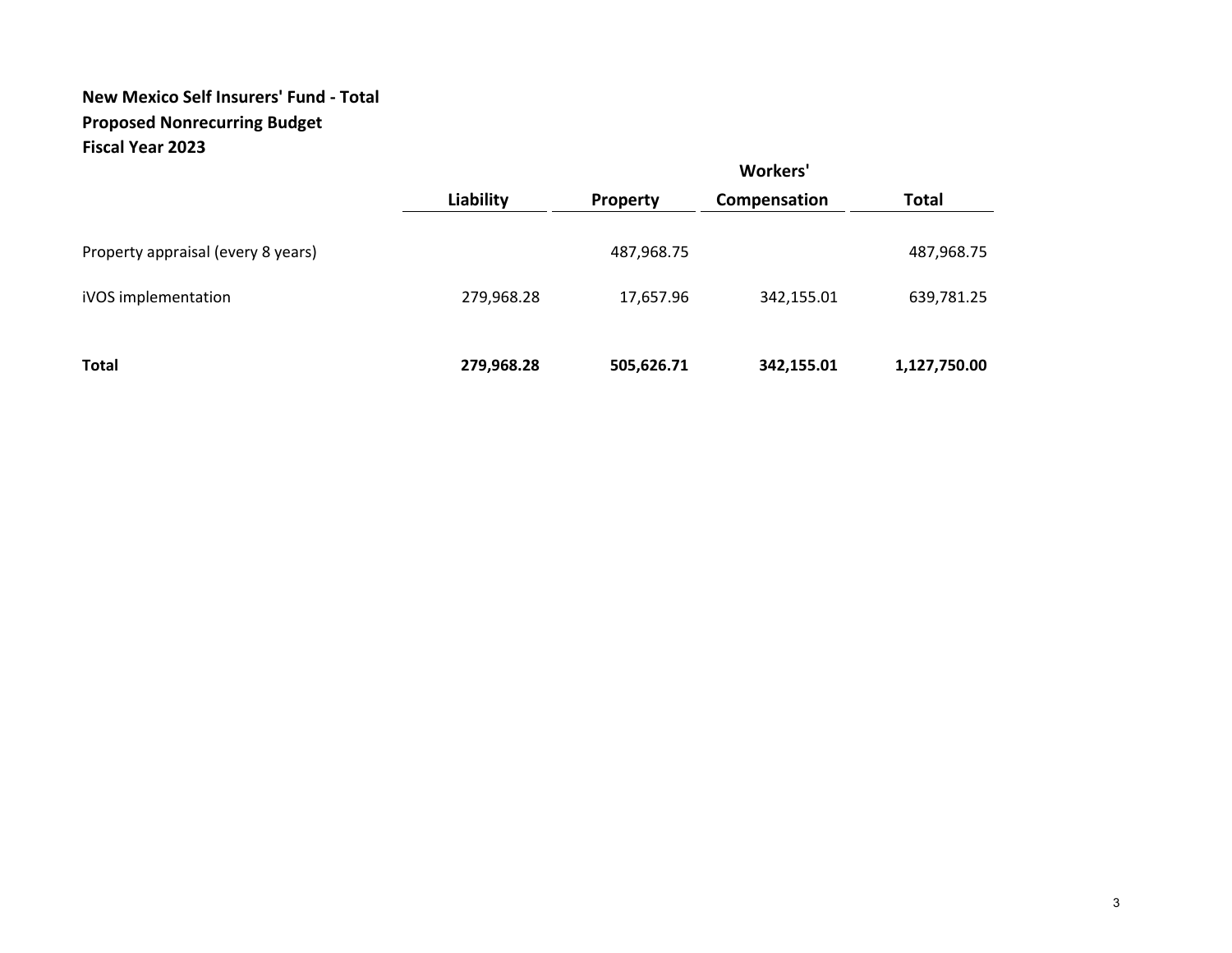**New Mexico Self Insurers' Fund - Total**
**Proposed Nonrecurring Budget**
**Fiscal Year 2023**

| | Liability | Property | Workers' Compensation | Total |
|---|---|---|---|---|
| Property appraisal (every 8 years) | | 487,968.75 | | 487,968.75 |
| iVOS implementation | 279,968.28 | 17,657.96 | 342,155.01 | 639,781.25 |
| **Total** | **279,968.28** | **505,626.71** | **342,155.01** | **1,127,750.00** |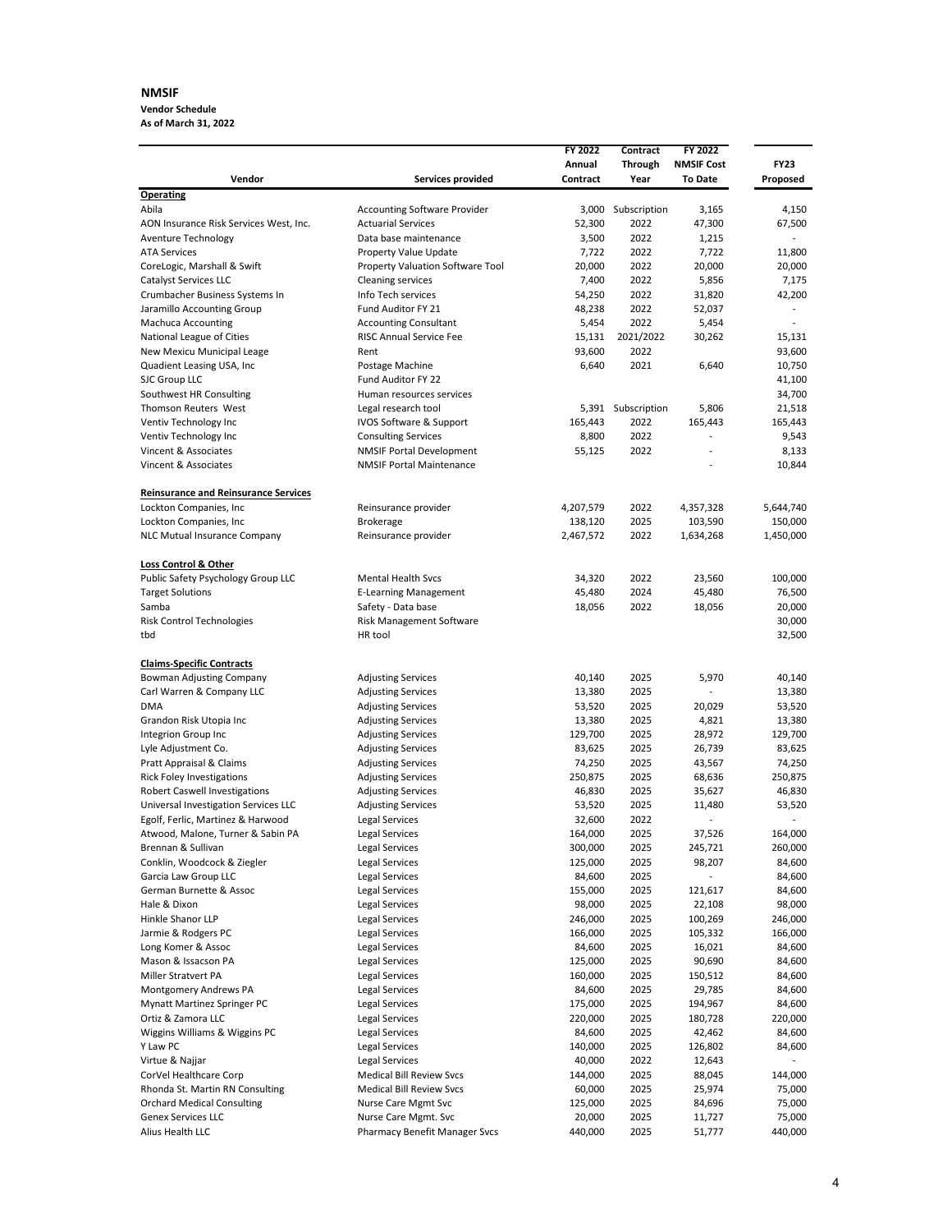**NMSIF**

**Vendor Schedule**

**As of March 31, 2022**

| Vendor | Services provided | FY 2022 Annual Contract | Contract Through Year | FY 2022 NMSIF Cost To Date | FY23 Proposed |
|---|---|---|---|---|---|
| **Operating** | | | | | |
| Abila | Accounting Software Provider | 3,000 | Subscription | 3,165 | 4,150 |
| AON Insurance Risk Services West, Inc. | Actuarial Services | 52,300 | 2022 | 47,300 | 67,500 |
| Aventure Technology | Data base maintenance | 3,500 | 2022 | 1,215 | - |
| ATA Services | Property Value Update | 7,722 | 2022 | 7,722 | 11,800 |
| CoreLogic, Marshall & Swift | Property Valuation Software Tool | 20,000 | 2022 | 20,000 | 20,000 |
| Catalyst Services LLC | Cleaning services | 7,400 | 2022 | 5,856 | 7,175 |
| Crumbacher Business Systems In | Info Tech services | 54,250 | 2022 | 31,820 | 42,200 |
| Jaramillo Accounting Group | Fund Auditor FY 21 | 48,238 | 2022 | 52,037 | - |
| Machuca Accounting | Accounting Consultant | 5,454 | 2022 | 5,454 | - |
| National League of Cities | RISC Annual Service Fee | 15,131 | 2021/2022 | 30,262 | 15,131 |
| New Mexicu Municipal Leage | Rent | 93,600 | 2022 | | 93,600 |
| Quadient Leasing USA, Inc | Postage Machine | 6,640 | 2021 | 6,640 | 10,750 |
| SJC Group LLC | Fund Auditor FY 22 | | | | 41,100 |
| Southwest HR Consulting | Human resources services | | | | 34,700 |
| Thomson Reuters West | Legal research tool | 5,391 | Subscription | 5,806 | 21,518 |
| Ventiv Technology Inc | IVOS Software & Support | 165,443 | 2022 | 165,443 | 165,443 |
| Ventiv Technology Inc | Consulting Services | 8,800 | 2022 | - | 9,543 |
| Vincent & Associates | NMSIF Portal Development | 55,125 | 2022 | - | 8,133 |
| Vincent & Associates | NMSIF Portal Maintenance | | | - | 10,844 |
| **Reinsurance and Reinsurance Services** | | | | | |
| Lockton Companies, Inc | Reinsurance provider | 4,207,579 | 2022 | 4,357,328 | 5,644,740 |
| Lockton Companies, Inc | Brokerage | 138,120 | 2025 | 103,590 | 150,000 |
| NLC Mutual Insurance Company | Reinsurance provider | 2,467,572 | 2022 | 1,634,268 | 1,450,000 |
| **Loss Control & Other** | | | | | |
| Public Safety Psychology Group LLC | Mental Health Svcs | 34,320 | 2022 | 23,560 | 100,000 |
| Target Solutions | E-Learning Management | 45,480 | 2024 | 45,480 | 76,500 |
| Samba | Safety - Data base | 18,056 | 2022 | 18,056 | 20,000 |
| Risk Control Technologies | Risk Management Software | | | | 30,000 |
| tbd | HR tool | | | | 32,500 |
| **Claims-Specific Contracts** | | | | | |
| Bowman Adjusting Company | Adjusting Services | 40,140 | 2025 | 5,970 | 40,140 |
| Carl Warren & Company LLC | Adjusting Services | 13,380 | 2025 | - | 13,380 |
| DMA | Adjusting Services | 53,520 | 2025 | 20,029 | 53,520 |
| Grandon Risk Utopia Inc | Adjusting Services | 13,380 | 2025 | 4,821 | 13,380 |
| Integrion Group Inc | Adjusting Services | 129,700 | 2025 | 28,972 | 129,700 |
| Lyle Adjustment Co. | Adjusting Services | 83,625 | 2025 | 26,739 | 83,625 |
| Pratt Appraisal & Claims | Adjusting Services | 74,250 | 2025 | 43,567 | 74,250 |
| Rick Foley Investigations | Adjusting Services | 250,875 | 2025 | 68,636 | 250,875 |
| Robert Caswell Investigations | Adjusting Services | 46,830 | 2025 | 35,627 | 46,830 |
| Universal Investigation Services LLC | Adjusting Services | 53,520 | 2025 | 11,480 | 53,520 |
| Egolf, Ferlic, Martinez & Harwood | Legal Services | 32,600 | 2022 | - | - |
| Atwood, Malone, Turner & Sabin PA | Legal Services | 164,000 | 2025 | 37,526 | 164,000 |
| Brennan & Sullivan | Legal Services | 300,000 | 2025 | 245,721 | 260,000 |
| Conklin, Woodcock & Ziegler | Legal Services | 125,000 | 2025 | 98,207 | 84,600 |
| Garcia Law Group LLC | Legal Services | 84,600 | 2025 | - | 84,600 |
| German Burnette & Assoc | Legal Services | 155,000 | 2025 | 121,617 | 84,600 |
| Hale & Dixon | Legal Services | 98,000 | 2025 | 22,108 | 98,000 |
| Hinkle Shanor LLP | Legal Services | 246,000 | 2025 | 100,269 | 246,000 |
| Jarmie & Rodgers PC | Legal Services | 166,000 | 2025 | 105,332 | 166,000 |
| Long Komer & Assoc | Legal Services | 84,600 | 2025 | 16,021 | 84,600 |
| Mason & Issacson PA | Legal Services | 125,000 | 2025 | 90,690 | 84,600 |
| Miller Stratvert PA | Legal Services | 160,000 | 2025 | 150,512 | 84,600 |
| Montgomery Andrews PA | Legal Services | 84,600 | 2025 | 29,785 | 84,600 |
| Mynatt Martinez Springer PC | Legal Services | 175,000 | 2025 | 194,967 | 84,600 |
| Ortiz & Zamora LLC | Legal Services | 220,000 | 2025 | 180,728 | 220,000 |
| Wiggins Williams & Wiggins PC | Legal Services | 84,600 | 2025 | 42,462 | 84,600 |
| Y Law PC | Legal Services | 140,000 | 2025 | 126,802 | 84,600 |
| Virtue & Najjar | Legal Services | 40,000 | 2022 | 12,643 | - |
| CorVel Healthcare Corp | Medical Bill Review Svcs | 144,000 | 2025 | 88,045 | 144,000 |
| Rhonda St. Martin RN Consulting | Medical Bill Review Svcs | 60,000 | 2025 | 25,974 | 75,000 |
| Orchard Medical Consulting | Nurse Care Mgmt Svc | 125,000 | 2025 | 84,696 | 75,000 |
| Genex Services LLC | Nurse Care Mgmt. Svc | 20,000 | 2025 | 11,727 | 75,000 |
| Alius Health LLC | Pharmacy Benefit Manager Svcs | 440,000 | 2025 | 51,777 | 440,000 |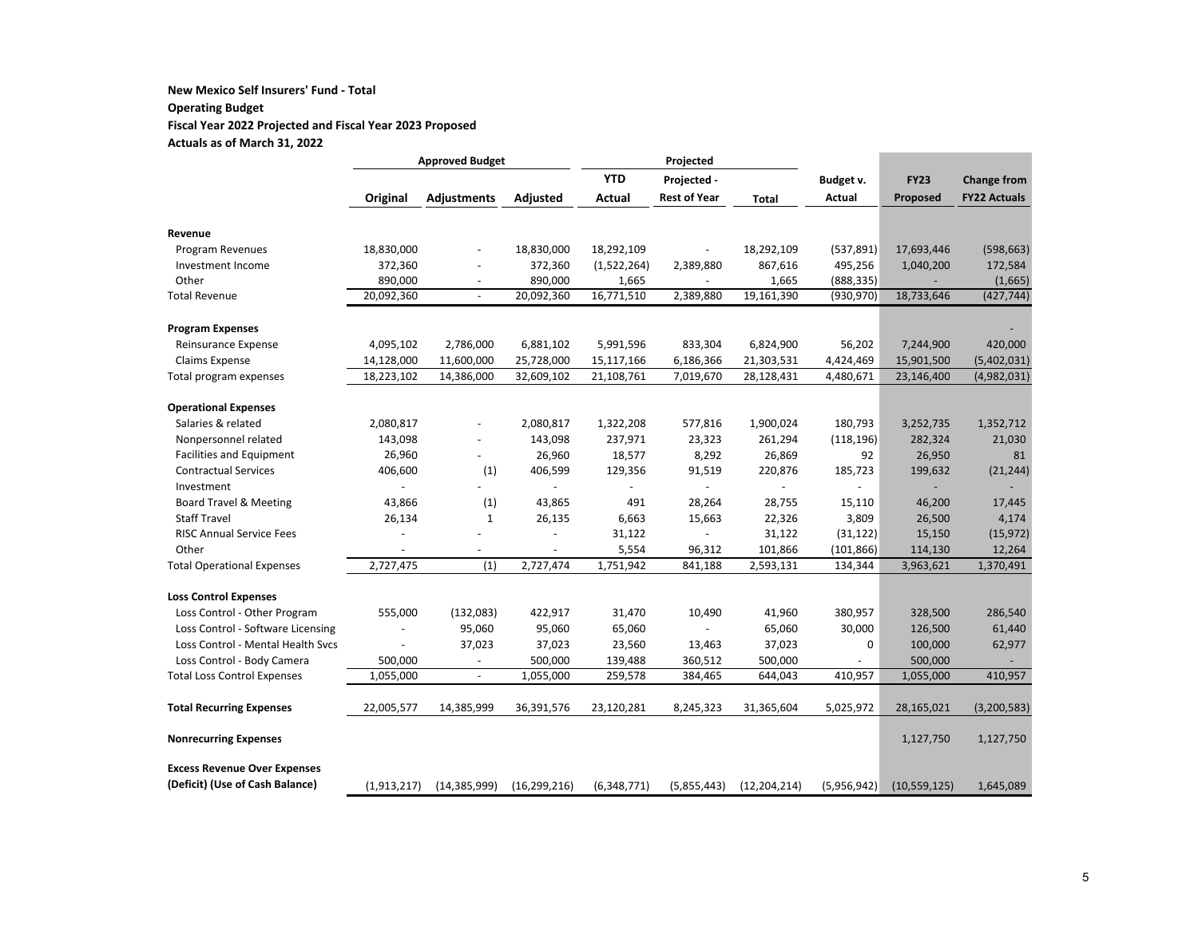**New Mexico Self Insurers' Fund - Total**
**Operating Budget**
**Fiscal Year 2022 Projected and Fiscal Year 2023 Proposed**
**Actuals as of March 31, 2022**

| | Approved Budget | | | Projected | | | | | |
|---|---|---|---|---|---|---|---|---|---|
| | Original | Adjustments | Adjusted | YTD Actual | Projected - Rest of Year | Total | Budget v. Actual | FY23 Proposed | Change from FY22 Actuals |
| **Revenue** | | | | | | | | | |
| Program Revenues | 18,830,000 | - | 18,830,000 | 18,292,109 | - | 18,292,109 | (537,891) | 17,693,446 | (598,663) |
| Investment Income | 372,360 | - | 372,360 | (1,522,264) | 2,389,880 | 867,616 | 495,256 | 1,040,200 | 172,584 |
| Other | 890,000 | - | 890,000 | 1,665 | - | 1,665 | (888,335) | - | (1,665) |
| Total Revenue | 20,092,360 | - | 20,092,360 | 16,771,510 | 2,389,880 | 19,161,390 | (930,970) | 18,733,646 | (427,744) |
| **Program Expenses** | | | | | | | | | - |
| Reinsurance Expense | 4,095,102 | 2,786,000 | 6,881,102 | 5,991,596 | 833,304 | 6,824,900 | 56,202 | 7,244,900 | 420,000 |
| Claims Expense | 14,128,000 | 11,600,000 | 25,728,000 | 15,117,166 | 6,186,366 | 21,303,531 | 4,424,469 | 15,901,500 | (5,402,031) |
| Total program expenses | 18,223,102 | 14,386,000 | 32,609,102 | 21,108,761 | 7,019,670 | 28,128,431 | 4,480,671 | 23,146,400 | (4,982,031) |
| **Operational Expenses** | | | | | | | | | |
| Salaries & related | 2,080,817 | - | 2,080,817 | 1,322,208 | 577,816 | 1,900,024 | 180,793 | 3,252,735 | 1,352,712 |
| Nonpersonnel related | 143,098 | - | 143,098 | 237,971 | 23,323 | 261,294 | (118,196) | 282,324 | 21,030 |
| Facilities and Equipment | 26,960 | - | 26,960 | 18,577 | 8,292 | 26,869 | 92 | 26,950 | 81 |
| Contractual Services | 406,600 | (1) | 406,599 | 129,356 | 91,519 | 220,876 | 185,723 | 199,632 | (21,244) |
| Investment | - | - | - | - | - | - | - | - | - |
| Board Travel & Meeting | 43,866 | (1) | 43,865 | 491 | 28,264 | 28,755 | 15,110 | 46,200 | 17,445 |
| Staff Travel | 26,134 | 1 | 26,135 | 6,663 | 15,663 | 22,326 | 3,809 | 26,500 | 4,174 |
| RISC Annual Service Fees | - | - | - | 31,122 | - | 31,122 | (31,122) | 15,150 | (15,972) |
| Other | - | - | - | 5,554 | 96,312 | 101,866 | (101,866) | 114,130 | 12,264 |
| Total Operational Expenses | 2,727,475 | (1) | 2,727,474 | 1,751,942 | 841,188 | 2,593,131 | 134,344 | 3,963,621 | 1,370,491 |
| **Loss Control Expenses** | | | | | | | | | |
| Loss Control - Other Program | 555,000 | (132,083) | 422,917 | 31,470 | 10,490 | 41,960 | 380,957 | 328,500 | 286,540 |
| Loss Control - Software Licensing | - | 95,060 | 95,060 | 65,060 | - | 65,060 | 30,000 | 126,500 | 61,440 |
| Loss Control - Mental Health Svcs | - | 37,023 | 37,023 | 23,560 | 13,463 | 37,023 | 0 | 100,000 | 62,977 |
| Loss Control - Body Camera | 500,000 | - | 500,000 | 139,488 | 360,512 | 500,000 | - | 500,000 | - |
| Total Loss Control Expenses | 1,055,000 | - | 1,055,000 | 259,578 | 384,465 | 644,043 | 410,957 | 1,055,000 | 410,957 |
| **Total Recurring Expenses** | 22,005,577 | 14,385,999 | 36,391,576 | 23,120,281 | 8,245,323 | 31,365,604 | 5,025,972 | 28,165,021 | (3,200,583) |
| **Nonrecurring Expenses** | | | | | | | | 1,127,750 | 1,127,750 |
| **Excess Revenue Over Expenses (Deficit) (Use of Cash Balance)** | (1,913,217) | (14,385,999) | (16,299,216) | (6,348,771) | (5,855,443) | (12,204,214) | (5,956,942) | (10,559,125) | 1,645,089 |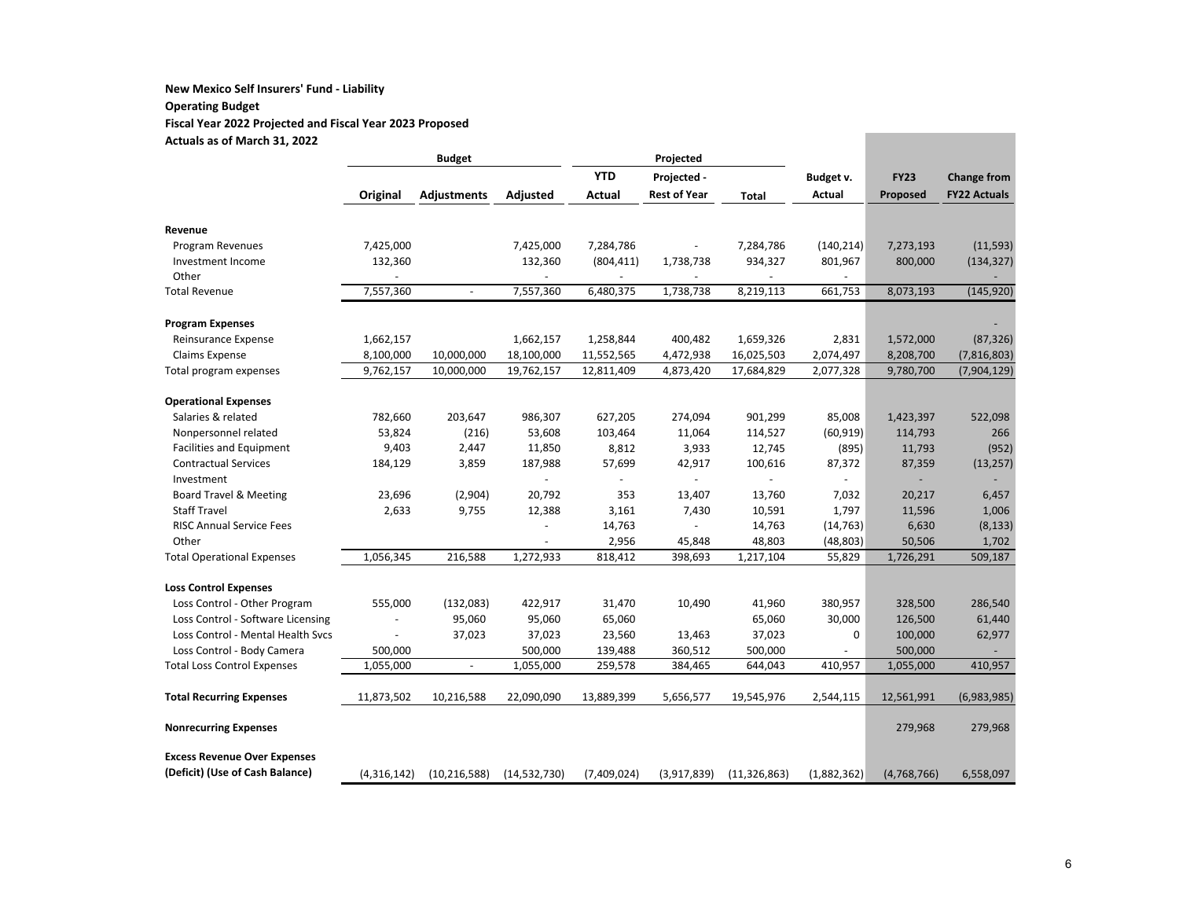**New Mexico Self Insurers' Fund - Liability**

**Operating Budget**

**Fiscal Year 2022 Projected and Fiscal Year 2023 Proposed**

**Actuals as of March 31, 2022**

| | Budget | | | Projected | | | | | |
|---|---|---|---|---|---|---|---|---|---|
| | Original | Adjustments | Adjusted | YTD Actual | Projected - Rest of Year | Total | Budget v. Actual | FY23 Proposed | Change from FY22 Actuals |
| **Revenue** | | | | | | | | | |
| Program Revenues | 7,425,000 | | 7,425,000 | 7,284,786 | - | 7,284,786 | (140,214) | 7,273,193 | (11,593) |
| Investment Income | 132,360 | | 132,360 | (804,411) | 1,738,738 | 934,327 | 801,967 | 800,000 | (134,327) |
| Other | - | | - | - | - | - | - | | - |
| Total Revenue | 7,557,360 | - | 7,557,360 | 6,480,375 | 1,738,738 | 8,219,113 | 661,753 | 8,073,193 | (145,920) |
| **Program Expenses** | | | | | | | | | - |
| Reinsurance Expense | 1,662,157 | | 1,662,157 | 1,258,844 | 400,482 | 1,659,326 | 2,831 | 1,572,000 | (87,326) |
| Claims Expense | 8,100,000 | 10,000,000 | 18,100,000 | 11,552,565 | 4,472,938 | 16,025,503 | 2,074,497 | 8,208,700 | (7,816,803) |
| Total program expenses | 9,762,157 | 10,000,000 | 19,762,157 | 12,811,409 | 4,873,420 | 17,684,829 | 2,077,328 | 9,780,700 | (7,904,129) |
| **Operational Expenses** | | | | | | | | | |
| Salaries & related | 782,660 | 203,647 | 986,307 | 627,205 | 274,094 | 901,299 | 85,008 | 1,423,397 | 522,098 |
| Nonpersonnel related | 53,824 | (216) | 53,608 | 103,464 | 11,064 | 114,527 | (60,919) | 114,793 | 266 |
| Facilities and Equipment | 9,403 | 2,447 | 11,850 | 8,812 | 3,933 | 12,745 | (895) | 11,793 | (952) |
| Contractual Services | 184,129 | 3,859 | 187,988 | 57,699 | 42,917 | 100,616 | 87,372 | 87,359 | (13,257) |
| Investment | | | - | - | - | - | - | - | - |
| Board Travel & Meeting | 23,696 | (2,904) | 20,792 | 353 | 13,407 | 13,760 | 7,032 | 20,217 | 6,457 |
| Staff Travel | 2,633 | 9,755 | 12,388 | 3,161 | 7,430 | 10,591 | 1,797 | 11,596 | 1,006 |
| RISC Annual Service Fees | | | - | 14,763 | - | 14,763 | (14,763) | 6,630 | (8,133) |
| Other | | | - | 2,956 | 45,848 | 48,803 | (48,803) | 50,506 | 1,702 |
| Total Operational Expenses | 1,056,345 | 216,588 | 1,272,933 | 818,412 | 398,693 | 1,217,104 | 55,829 | 1,726,291 | 509,187 |
| **Loss Control Expenses** | | | | | | | | | |
| Loss Control - Other Program | 555,000 | (132,083) | 422,917 | 31,470 | 10,490 | 41,960 | 380,957 | 328,500 | 286,540 |
| Loss Control - Software Licensing | - | 95,060 | 95,060 | 65,060 | | 65,060 | 30,000 | 126,500 | 61,440 |
| Loss Control - Mental Health Svcs | - | 37,023 | 37,023 | 23,560 | 13,463 | 37,023 | 0 | 100,000 | 62,977 |
| Loss Control - Body Camera | 500,000 | | 500,000 | 139,488 | 360,512 | 500,000 | - | 500,000 | - |
| Total Loss Control Expenses | 1,055,000 | - | 1,055,000 | 259,578 | 384,465 | 644,043 | 410,957 | 1,055,000 | 410,957 |
| **Total Recurring Expenses** | 11,873,502 | 10,216,588 | 22,090,090 | 13,889,399 | 5,656,577 | 19,545,976 | 2,544,115 | 12,561,991 | (6,983,985) |
| **Nonrecurring Expenses** | | | | | | | | 279,968 | 279,968 |
| **Excess Revenue Over Expenses (Deficit) (Use of Cash Balance)** | (4,316,142) | (10,216,588) | (14,532,730) | (7,409,024) | (3,917,839) | (11,326,863) | (1,882,362) | (4,768,766) | 6,558,097 |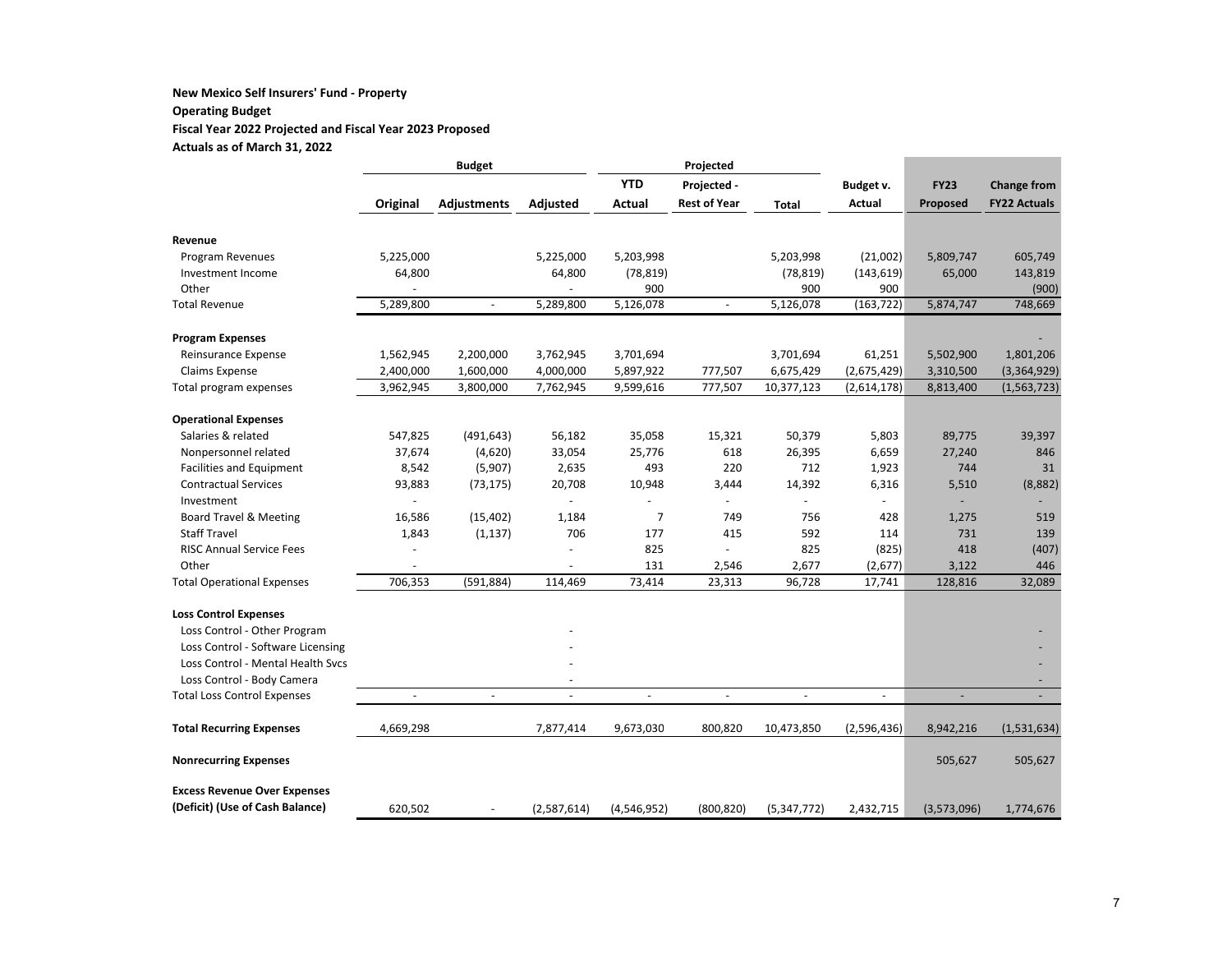**New Mexico Self Insurers' Fund - Property**

**Operating Budget**

**Fiscal Year 2022 Projected and Fiscal Year 2023 Proposed**

**Actuals as of March 31, 2022**

| | Budget | | | Projected | | | | | |
|---|---|---|---|---|---|---|---|---|---|
| | **Original** | **Adjustments** | **Adjusted** | **YTD Actual** | **Projected - Rest of Year** | **Total** | **Budget v. Actual** | **FY23 Proposed** | **Change from FY22 Actuals** |
| **Revenue** | | | | | | | | | |
| Program Revenues | 5,225,000 | | 5,225,000 | 5,203,998 | | 5,203,998 | (21,002) | 5,809,747 | 605,749 |
| Investment Income | 64,800 | | 64,800 | (78,819) | | (78,819) | (143,619) | 65,000 | 143,819 |
| Other | - | | - | 900 | | 900 | 900 | | (900) |
| Total Revenue | 5,289,800 | - | 5,289,800 | 5,126,078 | - | 5,126,078 | (163,722) | 5,874,747 | 748,669 |
| **Program Expenses** | | | | | | | | | - |
| Reinsurance Expense | 1,562,945 | 2,200,000 | 3,762,945 | 3,701,694 | | 3,701,694 | 61,251 | 5,502,900 | 1,801,206 |
| Claims Expense | 2,400,000 | 1,600,000 | 4,000,000 | 5,897,922 | 777,507 | 6,675,429 | (2,675,429) | 3,310,500 | (3,364,929) |
| Total program expenses | 3,962,945 | 3,800,000 | 7,762,945 | 9,599,616 | 777,507 | 10,377,123 | (2,614,178) | 8,813,400 | (1,563,723) |
| **Operational Expenses** | | | | | | | | | |
| Salaries & related | 547,825 | (491,643) | 56,182 | 35,058 | 15,321 | 50,379 | 5,803 | 89,775 | 39,397 |
| Nonpersonnel related | 37,674 | (4,620) | 33,054 | 25,776 | 618 | 26,395 | 6,659 | 27,240 | 846 |
| Facilities and Equipment | 8,542 | (5,907) | 2,635 | 493 | 220 | 712 | 1,923 | 744 | 31 |
| Contractual Services | 93,883 | (73,175) | 20,708 | 10,948 | 3,444 | 14,392 | 6,316 | 5,510 | (8,882) |
| Investment | - | | - | - | - | - | - | - | - |
| Board Travel & Meeting | 16,586 | (15,402) | 1,184 | 7 | 749 | 756 | 428 | 1,275 | 519 |
| Staff Travel | 1,843 | (1,137) | 706 | 177 | 415 | 592 | 114 | 731 | 139 |
| RISC Annual Service Fees | - | | - | 825 | - | 825 | (825) | 418 | (407) |
| Other | - | | - | 131 | 2,546 | 2,677 | (2,677) | 3,122 | 446 |
| Total Operational Expenses | 706,353 | (591,884) | 114,469 | 73,414 | 23,313 | 96,728 | 17,741 | 128,816 | 32,089 |
| **Loss Control Expenses** | | | | | | | | | |
| Loss Control - Other Program | | | - | | | | | | - |
| Loss Control - Software Licensing | | | - | | | | | | - |
| Loss Control - Mental Health Svcs | | | - | | | | | | - |
| Loss Control - Body Camera | | | - | | | | | | - |
| Total Loss Control Expenses | - | - | - | - | - | - | - | - | - |
| **Total Recurring Expenses** | 4,669,298 | | 7,877,414 | 9,673,030 | 800,820 | 10,473,850 | (2,596,436) | 8,942,216 | (1,531,634) |
| **Nonrecurring Expenses** | | | | | | | | 505,627 | 505,627 |
| **Excess Revenue Over Expenses (Deficit) (Use of Cash Balance)** | 620,502 | - | (2,587,614) | (4,546,952) | (800,820) | (5,347,772) | 2,432,715 | (3,573,096) | 1,774,676 |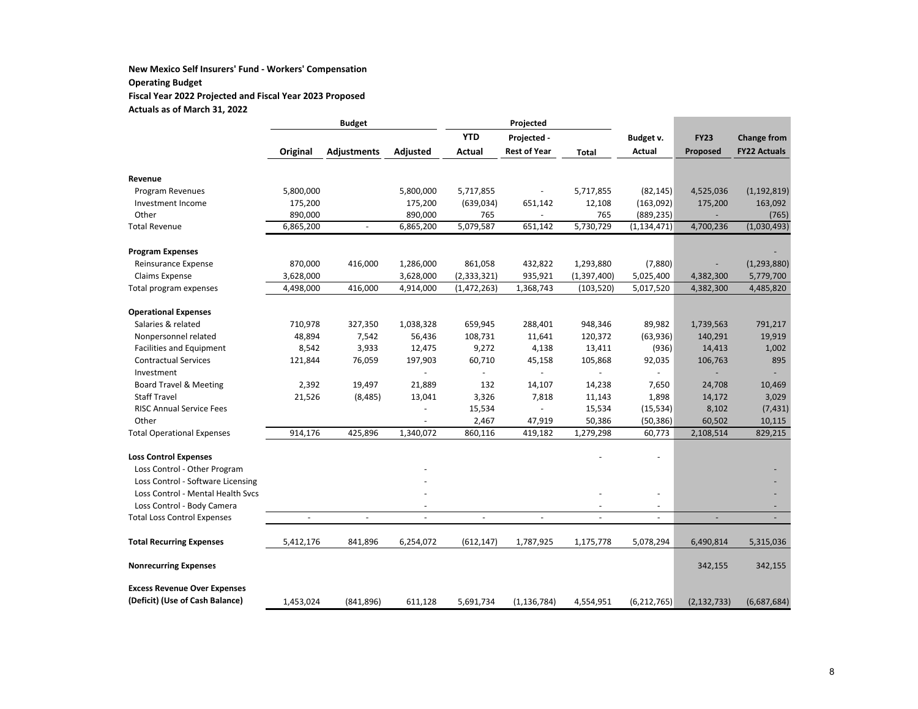**New Mexico Self Insurers' Fund - Workers' Compensation**
**Operating Budget**
**Fiscal Year 2022 Projected and Fiscal Year 2023 Proposed**
**Actuals as of March 31, 2022**

| | Budget | | | Projected | | | | | |
|---|---|---|---|---|---|---|---|---|---|
| | Original | Adjustments | Adjusted | YTD Actual | Projected - Rest of Year | Total | Budget v. Actual | FY23 Proposed | Change from FY22 Actuals |
| **Revenue** | | | | | | | | | |
| Program Revenues | 5,800,000 | | 5,800,000 | 5,717,855 | - | 5,717,855 | (82,145) | 4,525,036 | (1,192,819) |
| Investment Income | 175,200 | | 175,200 | (639,034) | 651,142 | 12,108 | (163,092) | 175,200 | 163,092 |
| Other | 890,000 | | 890,000 | 765 | - | 765 | (889,235) | - | (765) |
| Total Revenue | 6,865,200 | - | 6,865,200 | 5,079,587 | 651,142 | 5,730,729 | (1,134,471) | 4,700,236 | (1,030,493) |
| **Program Expenses** | | | | | | | | | - |
| Reinsurance Expense | 870,000 | 416,000 | 1,286,000 | 861,058 | 432,822 | 1,293,880 | (7,880) | - | (1,293,880) |
| Claims Expense | 3,628,000 | | 3,628,000 | (2,333,321) | 935,921 | (1,397,400) | 5,025,400 | 4,382,300 | 5,779,700 |
| Total program expenses | 4,498,000 | 416,000 | 4,914,000 | (1,472,263) | 1,368,743 | (103,520) | 5,017,520 | 4,382,300 | 4,485,820 |
| **Operational Expenses** | | | | | | | | | |
| Salaries & related | 710,978 | 327,350 | 1,038,328 | 659,945 | 288,401 | 948,346 | 89,982 | 1,739,563 | 791,217 |
| Nonpersonnel related | 48,894 | 7,542 | 56,436 | 108,731 | 11,641 | 120,372 | (63,936) | 140,291 | 19,919 |
| Facilities and Equipment | 8,542 | 3,933 | 12,475 | 9,272 | 4,138 | 13,411 | (936) | 14,413 | 1,002 |
| Contractual Services | 121,844 | 76,059 | 197,903 | 60,710 | 45,158 | 105,868 | 92,035 | 106,763 | 895 |
| Investment | | | - | - | - | - | - | - | - |
| Board Travel & Meeting | 2,392 | 19,497 | 21,889 | 132 | 14,107 | 14,238 | 7,650 | 24,708 | 10,469 |
| Staff Travel | 21,526 | (8,485) | 13,041 | 3,326 | 7,818 | 11,143 | 1,898 | 14,172 | 3,029 |
| RISC Annual Service Fees | | | - | 15,534 | - | 15,534 | (15,534) | 8,102 | (7,431) |
| Other | | | - | 2,467 | 47,919 | 50,386 | (50,386) | 60,502 | 10,115 |
| Total Operational Expenses | 914,176 | 425,896 | 1,340,072 | 860,116 | 419,182 | 1,279,298 | 60,773 | 2,108,514 | 829,215 |
| **Loss Control Expenses** | | | | | | - | - | | |
| Loss Control - Other Program | | | - | | | | | | - |
| Loss Control - Software Licensing | | | - | | | | | | - |
| Loss Control - Mental Health Svcs | | | - | | | - | - | | - |
| Loss Control - Body Camera | | | - | | | - | - | | - |
| Total Loss Control Expenses | - | - | - | - | - | - | - | - | - |
| **Total Recurring Expenses** | 5,412,176 | 841,896 | 6,254,072 | (612,147) | 1,787,925 | 1,175,778 | 5,078,294 | 6,490,814 | 5,315,036 |
| **Nonrecurring Expenses** | | | | | | | | 342,155 | 342,155 |
| **Excess Revenue Over Expenses (Deficit) (Use of Cash Balance)** | 1,453,024 | (841,896) | 611,128 | 5,691,734 | (1,136,784) | 4,554,951 | (6,212,765) | (2,132,733) | (6,687,684) |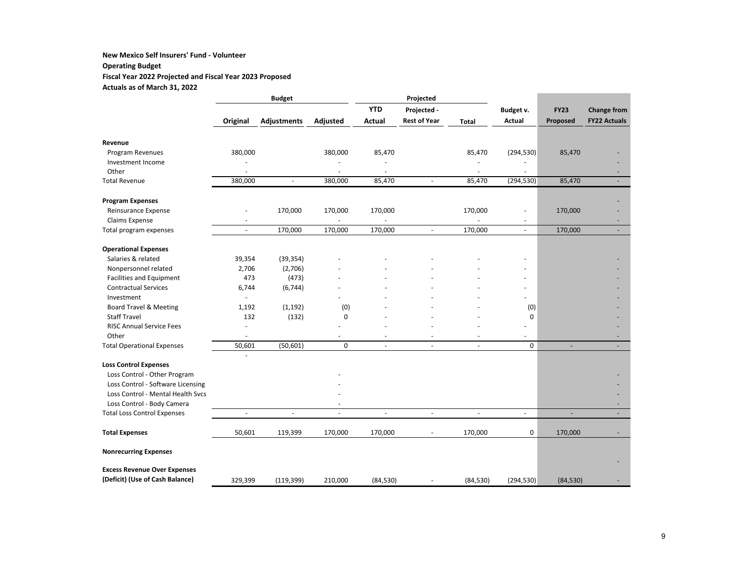**New Mexico Self Insurers' Fund - Volunteer**
**Operating Budget**
**Fiscal Year 2022 Projected and Fiscal Year 2023 Proposed**
**Actuals as of March 31, 2022**

| | Budget | | | Projected | | | | | |
|---|---|---|---|---|---|---|---|---|---|
| | Original | Adjustments | Adjusted | YTD Actual | Projected - Rest of Year | Total | Budget v. Actual | FY23 Proposed | Change from FY22 Actuals |
| **Revenue** | | | | | | | | | |
| Program Revenues | 380,000 | | 380,000 | 85,470 | | 85,470 | (294,530) | 85,470 | - |
| Investment Income | - | | - | - | | - | - | | - |
| Other | - | | - | - | | - | - | | - |
| Total Revenue | 380,000 | - | 380,000 | 85,470 | - | 85,470 | (294,530) | 85,470 | - |
| **Program Expenses** | | | | | | | | | - |
| Reinsurance Expense | - | 170,000 | 170,000 | 170,000 | | 170,000 | - | 170,000 | - |
| Claims Expense | - | | - | - | | - | - | | - |
| Total program expenses | - | 170,000 | 170,000 | 170,000 | - | 170,000 | - | 170,000 | - |
| **Operational Expenses** | | | | | | | | | |
| Salaries & related | 39,354 | (39,354) | - | - | - | - | - | | - |
| Nonpersonnel related | 2,706 | (2,706) | - | - | - | - | - | | - |
| Facilities and Equipment | 473 | (473) | - | - | - | - | - | | - |
| Contractual Services | 6,744 | (6,744) | - | - | - | - | - | | - |
| Investment | - | | - | - | - | - | - | | - |
| Board Travel & Meeting | 1,192 | (1,192) | (0) | - | - | - | (0) | | - |
| Staff Travel | 132 | (132) | 0 | - | - | - | 0 | | - |
| RISC Annual Service Fees | - | | - | - | - | - | - | | - |
| Other | - | | - | - | - | - | - | | - |
| Total Operational Expenses | 50,601 | (50,601) | 0 | - | - | - | 0 | - | - |
| | - | | | | | | | | |
| **Loss Control Expenses** | | | | | | | | | |
| Loss Control - Other Program | | | - | | | | | | - |
| Loss Control - Software Licensing | | | - | | | | | | - |
| Loss Control - Mental Health Svcs | | | - | | | | | | - |
| Loss Control - Body Camera | | | - | | | | | | - |
| Total Loss Control Expenses | - | - | - | - | - | - | - | - | - |
| **Total Expenses** | 50,601 | 119,399 | 170,000 | 170,000 | - | 170,000 | 0 | 170,000 | - |
| **Nonrecurring Expenses** | | | | | | | | | |
| **Excess Revenue Over Expenses (Deficit) (Use of Cash Balance)** | 329,399 | (119,399) | 210,000 | (84,530) | - | (84,530) | (294,530) | (84,530) | - |